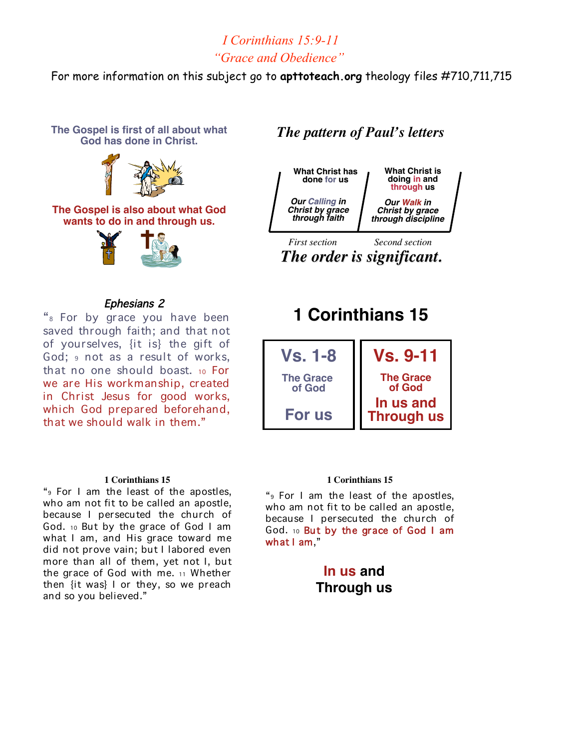# *I Corinthians 15:9-11*

## *"Grace and Obedience"*

For more information on this subject go to **apttoteach.org** theology files #710,711,715

**The Gospel is first of all about what God has done in Christ.**

**The Gospel is also about what God wants to do in and through us.**

### *The pattern of Paul's letters*

| What Christ has done for us | What Christ is doing in and through us |
|---|---|
| *Our Calling in Christ by grace through faith* | *Our Walk in Christ by grace through discipline* |
| *First section* | *Second section* |

***The order is significant.***

### *Ephesians 2*

"[8] For by grace you have been saved through faith; and that not of yourselves, {it is} the gift of God; [9] not as a result of works, that no one should boast. [10] For we are His workmanship, created in Christ Jesus for good works, which God prepared beforehand, that we should walk in them."

## 1 Corinthians 15

| Vs. 1-8 | Vs. 9-11 |
|---|---|
| The Grace of God | The Grace of God |
| For us | In us and Through us |

**1 Corinthians 15**

"[9] For I am the least of the apostles, who am not fit to be called an apostle, because I persecuted the church of God. [10] But by the grace of God I am what I am, and His grace toward me did not prove vain; but I labored even more than all of them, yet not I, but the grace of God with me. [11] Whether then {it was} I or they, so we preach and so you believed."

**1 Corinthians 15**

"[9] For I am the least of the apostles, who am not fit to be called an apostle, because I persecuted the church of God. [10] But by the grace of God I am what I am,"

**In us and Through us**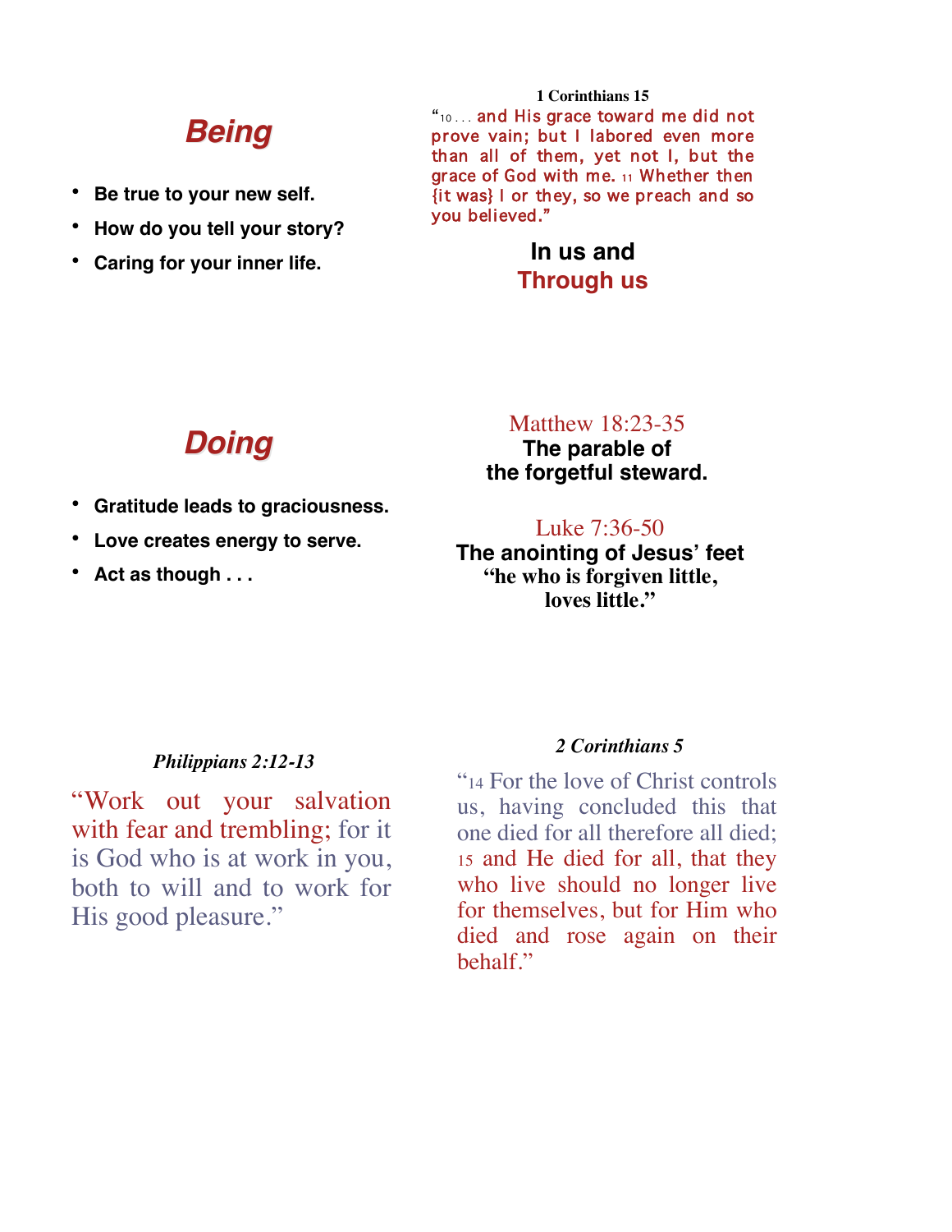## *Being*

- **Be true to your new self.**
- **How do you tell your story?**
- **Caring for your inner life.**

**1 Corinthians 15**

"10 . . . and His grace toward me did not prove vain; but I labored even more than all of them, yet not I, but the grace of God with me. 11 Whether then {it was} I or they, so we preach and so you believed."

**In us and**
**Through us**

## *Doing*

- **Gratitude leads to graciousness.**
- **Love creates energy to serve.**
- **Act as though . . .**

Matthew 18:23-35
**The parable of the forgetful steward.**

Luke 7:36-50
**The anointing of Jesus' feet**
**"he who is forgiven little, loves little."**

***Philippians 2:12-13***

"Work out your salvation with fear and trembling; for it is God who is at work in you, both to will and to work for His good pleasure."

***2 Corinthians 5***

"14 For the love of Christ controls us, having concluded this that one died for all therefore all died; 15 and He died for all, that they who live should no longer live for themselves, but for Him who died and rose again on their behalf."